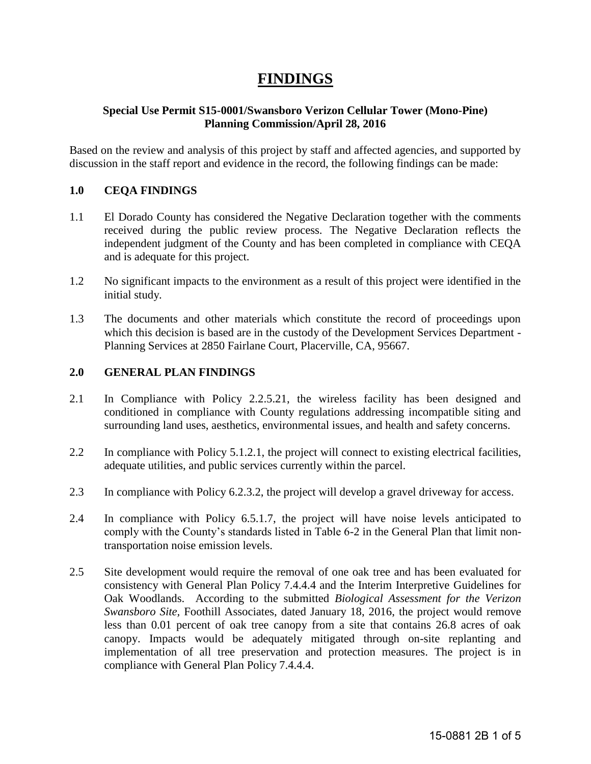# FINDINGS

**Special Use Permit S15-0001/Swansboro Verizon Cellular Tower (Mono-Pine)**
**Planning Commission/April 28, 2016**

Based on the review and analysis of this project by staff and affected agencies, and supported by discussion in the staff report and evidence in the record, the following findings can be made:

## 1.0 CEQA FINDINGS

1.1 El Dorado County has considered the Negative Declaration together with the comments received during the public review process. The Negative Declaration reflects the independent judgment of the County and has been completed in compliance with CEQA and is adequate for this project.

1.2 No significant impacts to the environment as a result of this project were identified in the initial study.

1.3 The documents and other materials which constitute the record of proceedings upon which this decision is based are in the custody of the Development Services Department - Planning Services at 2850 Fairlane Court, Placerville, CA, 95667.

## 2.0 GENERAL PLAN FINDINGS

2.1 In Compliance with Policy 2.2.5.21, the wireless facility has been designed and conditioned in compliance with County regulations addressing incompatible siting and surrounding land uses, aesthetics, environmental issues, and health and safety concerns.

2.2 In compliance with Policy 5.1.2.1, the project will connect to existing electrical facilities, adequate utilities, and public services currently within the parcel.

2.3 In compliance with Policy 6.2.3.2, the project will develop a gravel driveway for access.

2.4 In compliance with Policy 6.5.1.7, the project will have noise levels anticipated to comply with the County's standards listed in Table 6-2 in the General Plan that limit non-transportation noise emission levels.

2.5 Site development would require the removal of one oak tree and has been evaluated for consistency with General Plan Policy 7.4.4.4 and the Interim Interpretive Guidelines for Oak Woodlands. According to the submitted *Biological Assessment for the Verizon Swansboro Site,* Foothill Associates, dated January 18, 2016, the project would remove less than 0.01 percent of oak tree canopy from a site that contains 26.8 acres of oak canopy. Impacts would be adequately mitigated through on-site replanting and implementation of all tree preservation and protection measures. The project is in compliance with General Plan Policy 7.4.4.4.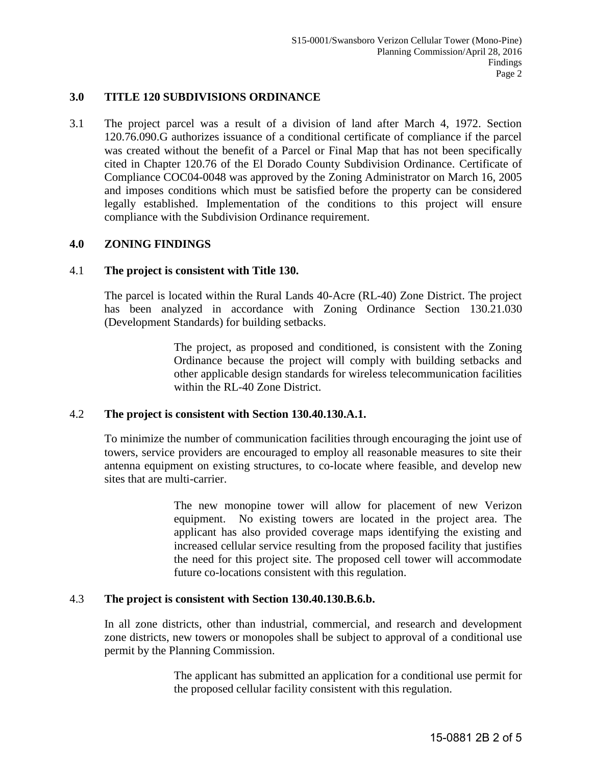## 3.0 TITLE 120 SUBDIVISIONS ORDINANCE

3.1 The project parcel was a result of a division of land after March 4, 1972. Section 120.76.090.G authorizes issuance of a conditional certificate of compliance if the parcel was created without the benefit of a Parcel or Final Map that has not been specifically cited in Chapter 120.76 of the El Dorado County Subdivision Ordinance. Certificate of Compliance COC04-0048 was approved by the Zoning Administrator on March 16, 2005 and imposes conditions which must be satisfied before the property can be considered legally established. Implementation of the conditions to this project will ensure compliance with the Subdivision Ordinance requirement.

## 4.0 ZONING FINDINGS

### 4.1 The project is consistent with Title 130.

The parcel is located within the Rural Lands 40-Acre (RL-40) Zone District. The project has been analyzed in accordance with Zoning Ordinance Section 130.21.030 (Development Standards) for building setbacks.

> The project, as proposed and conditioned, is consistent with the Zoning Ordinance because the project will comply with building setbacks and other applicable design standards for wireless telecommunication facilities within the RL-40 Zone District.

### 4.2 The project is consistent with Section 130.40.130.A.1.

To minimize the number of communication facilities through encouraging the joint use of towers, service providers are encouraged to employ all reasonable measures to site their antenna equipment on existing structures, to co-locate where feasible, and develop new sites that are multi-carrier.

> The new monopine tower will allow for placement of new Verizon equipment. No existing towers are located in the project area. The applicant has also provided coverage maps identifying the existing and increased cellular service resulting from the proposed facility that justifies the need for this project site. The proposed cell tower will accommodate future co-locations consistent with this regulation.

### 4.3 The project is consistent with Section 130.40.130.B.6.b.

In all zone districts, other than industrial, commercial, and research and development zone districts, new towers or monopoles shall be subject to approval of a conditional use permit by the Planning Commission.

> The applicant has submitted an application for a conditional use permit for the proposed cellular facility consistent with this regulation.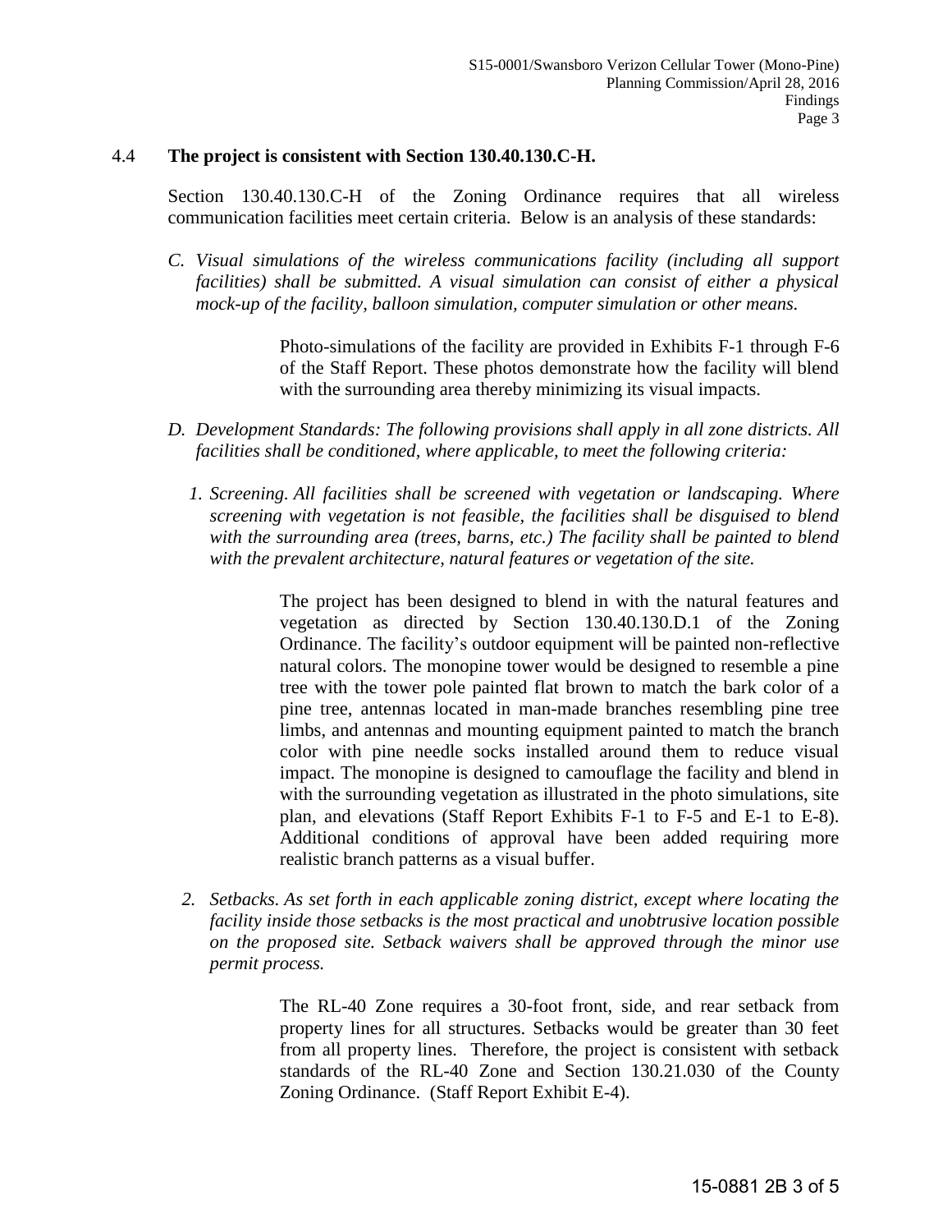### 4.4 **The project is consistent with Section 130.40.130.C-H.**

Section 130.40.130.C-H of the Zoning Ordinance requires that all wireless communication facilities meet certain criteria. Below is an analysis of these standards:

*C. Visual simulations of the wireless communications facility (including all support facilities) shall be submitted. A visual simulation can consist of either a physical mock-up of the facility, balloon simulation, computer simulation or other means.*

Photo-simulations of the facility are provided in Exhibits F-1 through F-6 of the Staff Report. These photos demonstrate how the facility will blend with the surrounding area thereby minimizing its visual impacts.

*D. Development Standards: The following provisions shall apply in all zone districts. All facilities shall be conditioned, where applicable, to meet the following criteria:*

*1. Screening. All facilities shall be screened with vegetation or landscaping. Where screening with vegetation is not feasible, the facilities shall be disguised to blend with the surrounding area (trees, barns, etc.) The facility shall be painted to blend with the prevalent architecture, natural features or vegetation of the site.*

The project has been designed to blend in with the natural features and vegetation as directed by Section 130.40.130.D.1 of the Zoning Ordinance. The facility's outdoor equipment will be painted non-reflective natural colors. The monopine tower would be designed to resemble a pine tree with the tower pole painted flat brown to match the bark color of a pine tree, antennas located in man-made branches resembling pine tree limbs, and antennas and mounting equipment painted to match the branch color with pine needle socks installed around them to reduce visual impact. The monopine is designed to camouflage the facility and blend in with the surrounding vegetation as illustrated in the photo simulations, site plan, and elevations (Staff Report Exhibits F-1 to F-5 and E-1 to E-8). Additional conditions of approval have been added requiring more realistic branch patterns as a visual buffer.

*2. Setbacks. As set forth in each applicable zoning district, except where locating the facility inside those setbacks is the most practical and unobtrusive location possible on the proposed site. Setback waivers shall be approved through the minor use permit process.*

The RL-40 Zone requires a 30-foot front, side, and rear setback from property lines for all structures. Setbacks would be greater than 30 feet from all property lines. Therefore, the project is consistent with setback standards of the RL-40 Zone and Section 130.21.030 of the County Zoning Ordinance. (Staff Report Exhibit E-4).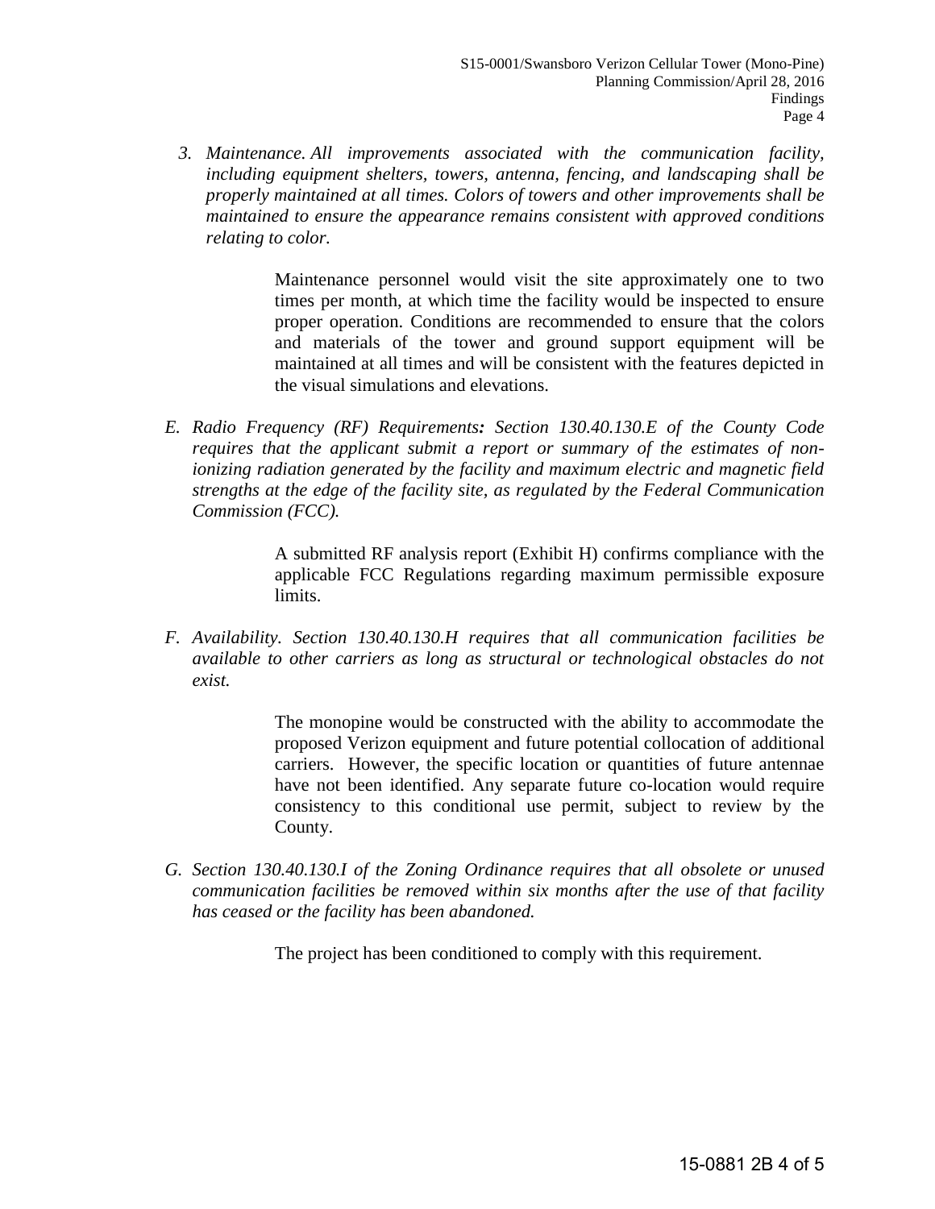3. *Maintenance. All improvements associated with the communication facility, including equipment shelters, towers, antenna, fencing, and landscaping shall be properly maintained at all times. Colors of towers and other improvements shall be maintained to ensure the appearance remains consistent with approved conditions relating to color.*

   Maintenance personnel would visit the site approximately one to two times per month, at which time the facility would be inspected to ensure proper operation. Conditions are recommended to ensure that the colors and materials of the tower and ground support equipment will be maintained at all times and will be consistent with the features depicted in the visual simulations and elevations.

E. *Radio Frequency (RF) Requirements: Section 130.40.130.E of the County Code requires that the applicant submit a report or summary of the estimates of non-ionizing radiation generated by the facility and maximum electric and magnetic field strengths at the edge of the facility site, as regulated by the Federal Communication Commission (FCC).*

   A submitted RF analysis report (Exhibit H) confirms compliance with the applicable FCC Regulations regarding maximum permissible exposure limits.

F. *Availability. Section 130.40.130.H requires that all communication facilities be available to other carriers as long as structural or technological obstacles do not exist.*

   The monopine would be constructed with the ability to accommodate the proposed Verizon equipment and future potential collocation of additional carriers. However, the specific location or quantities of future antennae have not been identified. Any separate future co-location would require consistency to this conditional use permit, subject to review by the County.

G. *Section 130.40.130.I of the Zoning Ordinance requires that all obsolete or unused communication facilities be removed within six months after the use of that facility has ceased or the facility has been abandoned.*

   The project has been conditioned to comply with this requirement.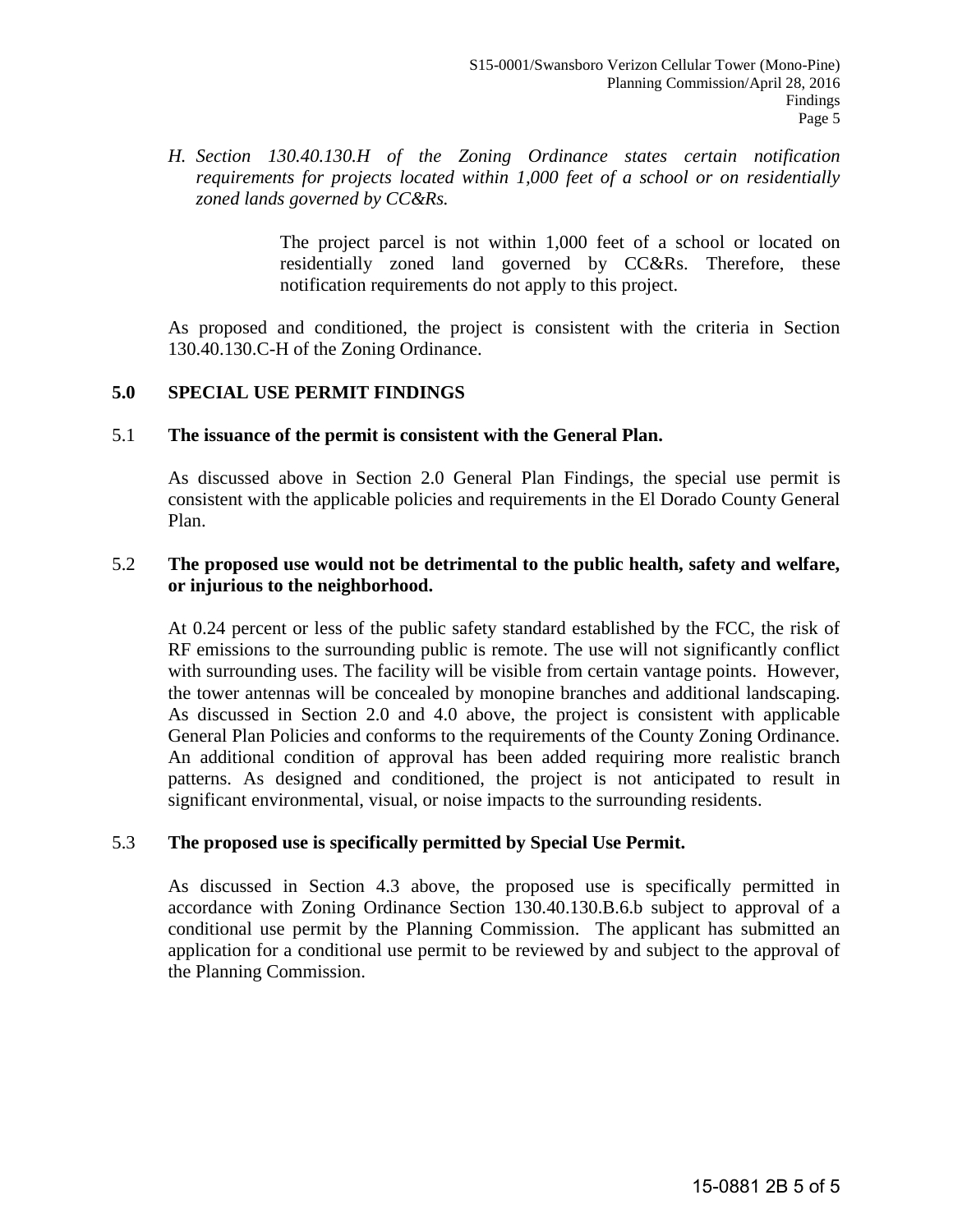*H. Section 130.40.130.H of the Zoning Ordinance states certain notification requirements for projects located within 1,000 feet of a school or on residentially zoned lands governed by CC&Rs.*

The project parcel is not within 1,000 feet of a school or located on residentially zoned land governed by CC&Rs. Therefore, these notification requirements do not apply to this project.

As proposed and conditioned, the project is consistent with the criteria in Section 130.40.130.C-H of the Zoning Ordinance.

## 5.0 SPECIAL USE PERMIT FINDINGS

### 5.1 The issuance of the permit is consistent with the General Plan.

As discussed above in Section 2.0 General Plan Findings, the special use permit is consistent with the applicable policies and requirements in the El Dorado County General Plan.

### 5.2 The proposed use would not be detrimental to the public health, safety and welfare, or injurious to the neighborhood.

At 0.24 percent or less of the public safety standard established by the FCC, the risk of RF emissions to the surrounding public is remote. The use will not significantly conflict with surrounding uses. The facility will be visible from certain vantage points. However, the tower antennas will be concealed by monopine branches and additional landscaping. As discussed in Section 2.0 and 4.0 above, the project is consistent with applicable General Plan Policies and conforms to the requirements of the County Zoning Ordinance. An additional condition of approval has been added requiring more realistic branch patterns. As designed and conditioned, the project is not anticipated to result in significant environmental, visual, or noise impacts to the surrounding residents.

### 5.3 The proposed use is specifically permitted by Special Use Permit.

As discussed in Section 4.3 above, the proposed use is specifically permitted in accordance with Zoning Ordinance Section 130.40.130.B.6.b subject to approval of a conditional use permit by the Planning Commission. The applicant has submitted an application for a conditional use permit to be reviewed by and subject to the approval of the Planning Commission.